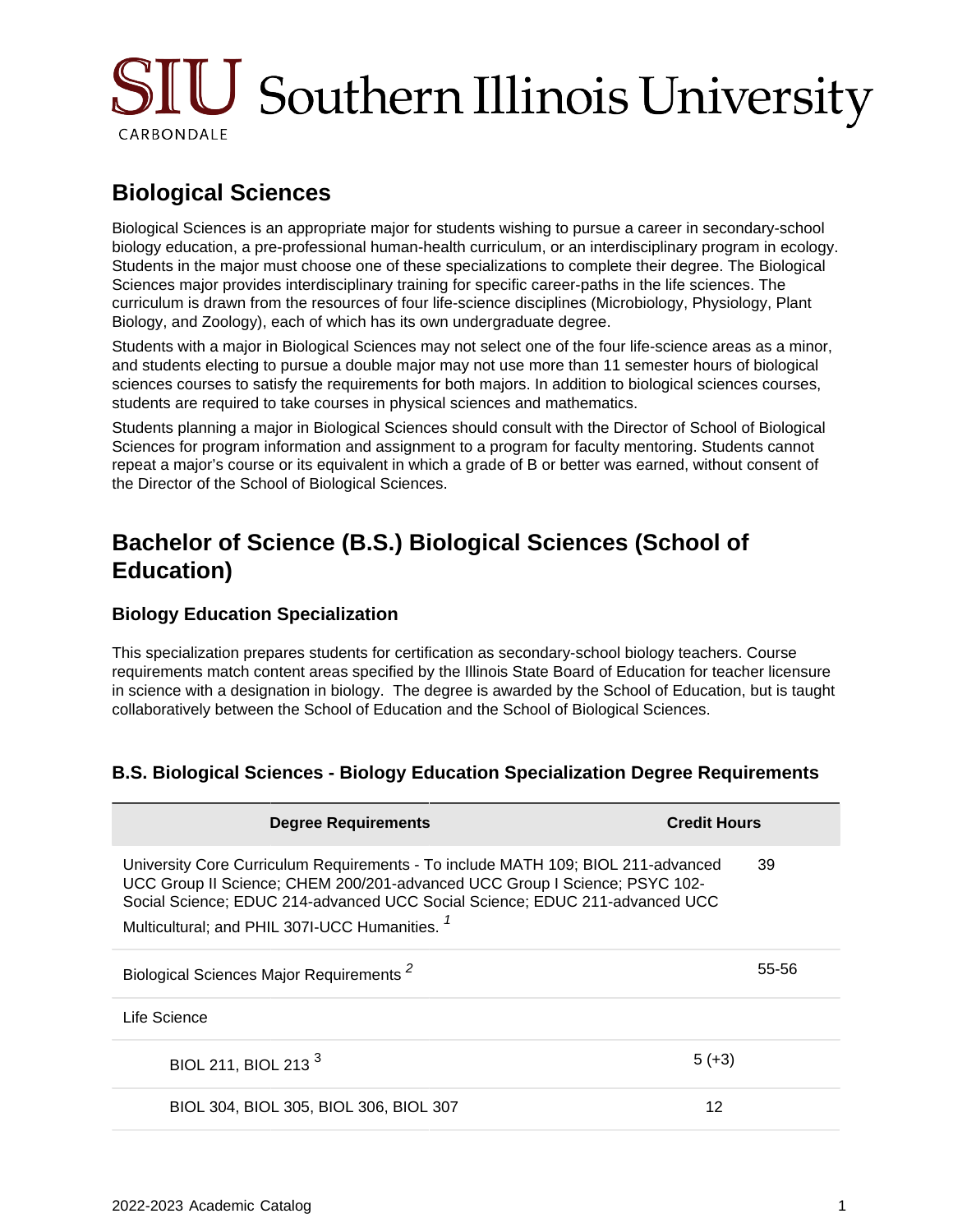# Biological Sciences

Biological Sciences is an appropriate major for students wishing to pursue a career in secondary-school biology education, a pre-professional human-health curriculum, or an interdisciplinary program in ecology. Students in the major must choose one of these specializations to complete their degree. The Biological Sciences major provides interdisciplinary training for specific career-paths in the life sciences. The curriculum is drawn from the resources of four life-science disciplines (Microbiology, Physiology, Plant Biology, and Zoology), each of which has its own undergraduate degree.

Students with a major in Biological Sciences may not select one of the four life-science areas as a minor, and students electing to pursue a double major may not use more than 11 semester hours of biological sciences courses to satisfy the requirements for both majors. In addition to biological sciences courses, students are required to take courses in physical sciences and mathematics.

Students planning a major in Biological Sciences should consult with the Director of School of Biological Sciences for program information and assignment to a program for faculty mentoring. Students cannot repeat a major's course or its equivalent in which a grade of B or better was earned, without consent of the Director of the School of Biological Sciences.

# Bachelor of Science (B.S.) Biological Sciences (School of Education)

## Biology Education Specialization

This specialization prepares students for certification as secondary-school biology teachers. Course requirements match content areas specified by the Illinois State Board of Education for teacher licensure in science with a designation in biology. The degree is awarded by the School of Education, but is taught collaboratively between the School of Education and the School of Biological Sciences.

### B.S. Biological Sciences - Biology Education Specialization Degree Requirements

| Degree Requirements | Credit Hours | |
|---|---|---|
| University Core Curriculum Requirements - To include MATH 109; BIOL 211-advanced UCC Group II Science; CHEM 200/201-advanced UCC Group I Science; PSYC 102-Social Science; EDUC 214-advanced UCC Social Science; EDUC 211-advanced UCC Multicultural; and PHIL 307I-UCC Humanities. [1] | | 39 |
| Biological Sciences Major Requirements [2] | | 55-56 |
| Life Science | | |
| BIOL 211, BIOL 213 [3] | 5 (+3) | |
| BIOL 304, BIOL 305, BIOL 306, BIOL 307 | 12 | |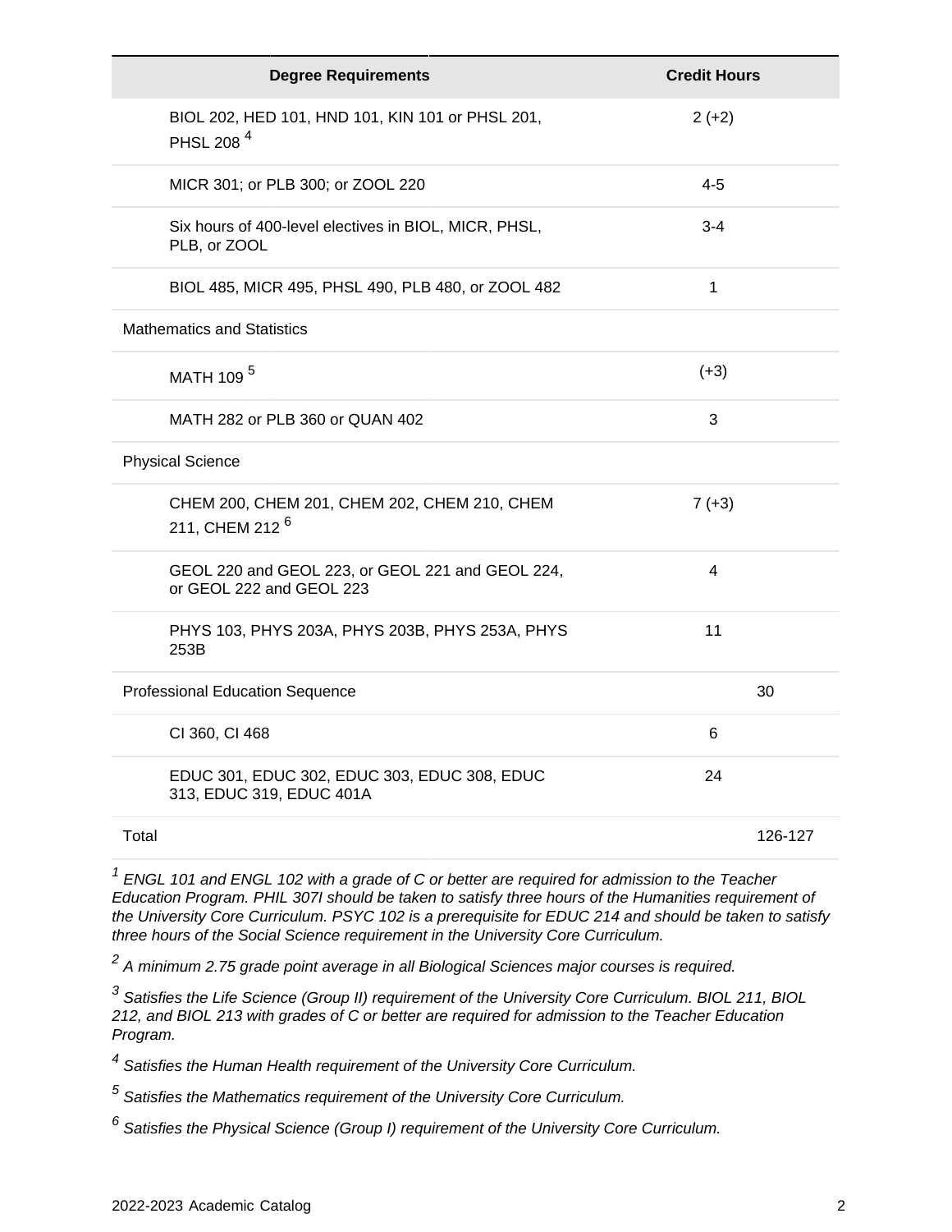| Degree Requirements | Credit Hours | |
|---|---|---|
| BIOL 202, HED 101, HND 101, KIN 101 or PHSL 201, PHSL 208 [4] | 2 (+2) | |
| MICR 301; or PLB 300; or ZOOL 220 | 4-5 | |
| Six hours of 400-level electives in BIOL, MICR, PHSL, PLB, or ZOOL | 3-4 | |
| BIOL 485, MICR 495, PHSL 490, PLB 480, or ZOOL 482 | 1 | |
| Mathematics and Statistics | | |
| MATH 109 [5] | (+3) | |
| MATH 282 or PLB 360 or QUAN 402 | 3 | |
| Physical Science | | |
| CHEM 200, CHEM 201, CHEM 202, CHEM 210, CHEM 211, CHEM 212 [6] | 7 (+3) | |
| GEOL 220 and GEOL 223, or GEOL 221 and GEOL 224, or GEOL 222 and GEOL 223 | 4 | |
| PHYS 103, PHYS 203A, PHYS 203B, PHYS 253A, PHYS 253B | 11 | |
| Professional Education Sequence | | 30 |
| CI 360, CI 468 | 6 | |
| EDUC 301, EDUC 302, EDUC 303, EDUC 308, EDUC 313, EDUC 319, EDUC 401A | 24 | |
| Total | | 126-127 |

*[1] ENGL 101 and ENGL 102 with a grade of C or better are required for admission to the Teacher Education Program. PHIL 307I should be taken to satisfy three hours of the Humanities requirement of the University Core Curriculum. PSYC 102 is a prerequisite for EDUC 214 and should be taken to satisfy three hours of the Social Science requirement in the University Core Curriculum.*

*[2] A minimum 2.75 grade point average in all Biological Sciences major courses is required.*

*[3] Satisfies the Life Science (Group II) requirement of the University Core Curriculum. BIOL 211, BIOL 212, and BIOL 213 with grades of C or better are required for admission to the Teacher Education Program.*

*[4] Satisfies the Human Health requirement of the University Core Curriculum.*

*[5] Satisfies the Mathematics requirement of the University Core Curriculum.*

*[6] Satisfies the Physical Science (Group I) requirement of the University Core Curriculum.*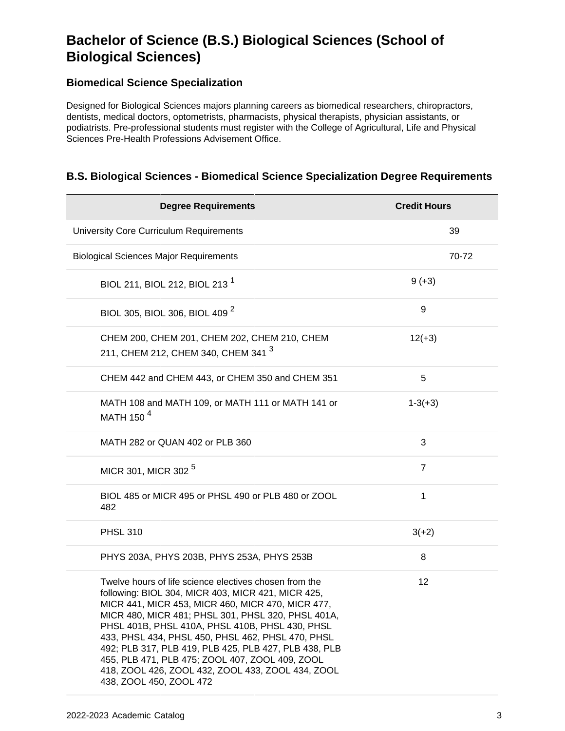# Bachelor of Science (B.S.) Biological Sciences (School of Biological Sciences)

## Biomedical Science Specialization

Designed for Biological Sciences majors planning careers as biomedical researchers, chiropractors, dentists, medical doctors, optometrists, pharmacists, physical therapists, physician assistants, or podiatrists. Pre-professional students must register with the College of Agricultural, Life and Physical Sciences Pre-Health Professions Advisement Office.

### B.S. Biological Sciences - Biomedical Science Specialization Degree Requirements

| Degree Requirements | Credit Hours | |
|---|---|---|
| University Core Curriculum Requirements | | 39 |
| Biological Sciences Major Requirements | | 70-72 |
| BIOL 211, BIOL 212, BIOL 213 [1] | 9 (+3) | |
| BIOL 305, BIOL 306, BIOL 409 [2] | 9 | |
| CHEM 200, CHEM 201, CHEM 202, CHEM 210, CHEM 211, CHEM 212, CHEM 340, CHEM 341 [3] | 12(+3) | |
| CHEM 442 and CHEM 443, or CHEM 350 and CHEM 351 | 5 | |
| MATH 108 and MATH 109, or MATH 111 or MATH 141 or MATH 150 [4] | 1-3(+3) | |
| MATH 282 or QUAN 402 or PLB 360 | 3 | |
| MICR 301, MICR 302 [5] | 7 | |
| BIOL 485 or MICR 495 or PHSL 490 or PLB 480 or ZOOL 482 | 1 | |
| PHSL 310 | 3(+2) | |
| PHYS 203A, PHYS 203B, PHYS 253A, PHYS 253B | 8 | |
| Twelve hours of life science electives chosen from the following: BIOL 304, MICR 403, MICR 421, MICR 425, MICR 441, MICR 453, MICR 460, MICR 470, MICR 477, MICR 480, MICR 481; PHSL 301, PHSL 320, PHSL 401A, PHSL 401B, PHSL 410A, PHSL 410B, PHSL 430, PHSL 433, PHSL 434, PHSL 450, PHSL 462, PHSL 470, PHSL 492; PLB 317, PLB 419, PLB 425, PLB 427, PLB 438, PLB 455, PLB 471, PLB 475; ZOOL 407, ZOOL 409, ZOOL 418, ZOOL 426, ZOOL 432, ZOOL 433, ZOOL 434, ZOOL 438, ZOOL 450, ZOOL 472 | 12 | |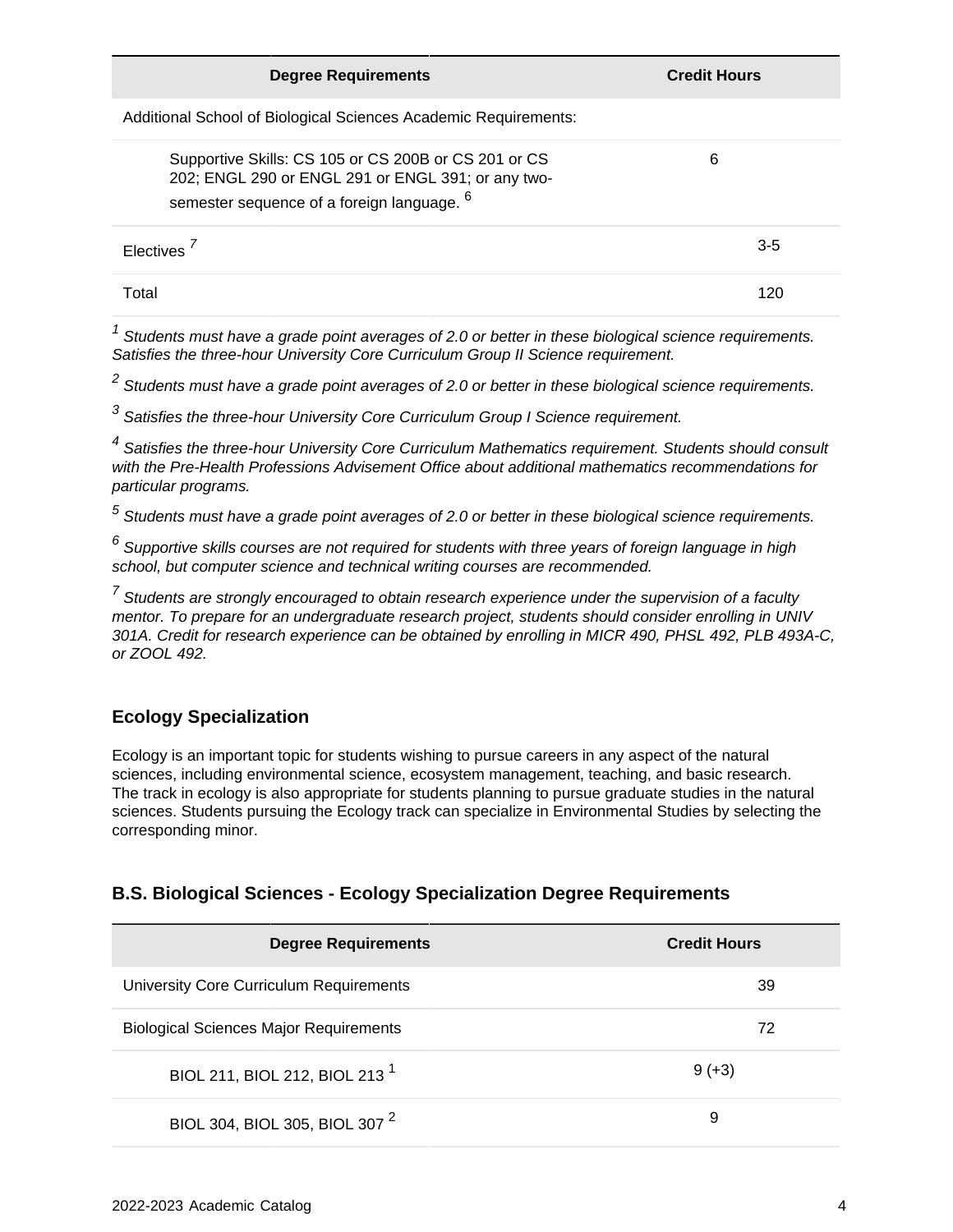| Degree Requirements | Credit Hours |
| --- | --- |
| Additional School of Biological Sciences Academic Requirements: | |
| Supportive Skills: CS 105 or CS 200B or CS 201 or CS 202; ENGL 290 or ENGL 291 or ENGL 391; or any two-semester sequence of a foreign language. [6] | 6 |
| Electives [7] | 3-5 |
| Total | 120 |

[1] *Students must have a grade point averages of 2.0 or better in these biological science requirements. Satisfies the three-hour University Core Curriculum Group II Science requirement.*

[2] *Students must have a grade point averages of 2.0 or better in these biological science requirements.*

[3] *Satisfies the three-hour University Core Curriculum Group I Science requirement.*

[4] *Satisfies the three-hour University Core Curriculum Mathematics requirement. Students should consult with the Pre-Health Professions Advisement Office about additional mathematics recommendations for particular programs.*

[5] *Students must have a grade point averages of 2.0 or better in these biological science requirements.*

[6] *Supportive skills courses are not required for students with three years of foreign language in high school, but computer science and technical writing courses are recommended.*

[7] *Students are strongly encouraged to obtain research experience under the supervision of a faculty mentor. To prepare for an undergraduate research project, students should consider enrolling in UNIV 301A. Credit for research experience can be obtained by enrolling in MICR 490, PHSL 492, PLB 493A-C, or ZOOL 492.*

### Ecology Specialization

Ecology is an important topic for students wishing to pursue careers in any aspect of the natural sciences, including environmental science, ecosystem management, teaching, and basic research. The track in ecology is also appropriate for students planning to pursue graduate studies in the natural sciences. Students pursuing the Ecology track can specialize in Environmental Studies by selecting the corresponding minor.

### B.S. Biological Sciences - Ecology Specialization Degree Requirements

| Degree Requirements | Credit Hours |
| --- | --- |
| University Core Curriculum Requirements | 39 |
| Biological Sciences Major Requirements | 72 |
| BIOL 211, BIOL 212, BIOL 213 [1] | 9 (+3) |
| BIOL 304, BIOL 305, BIOL 307 [2] | 9 |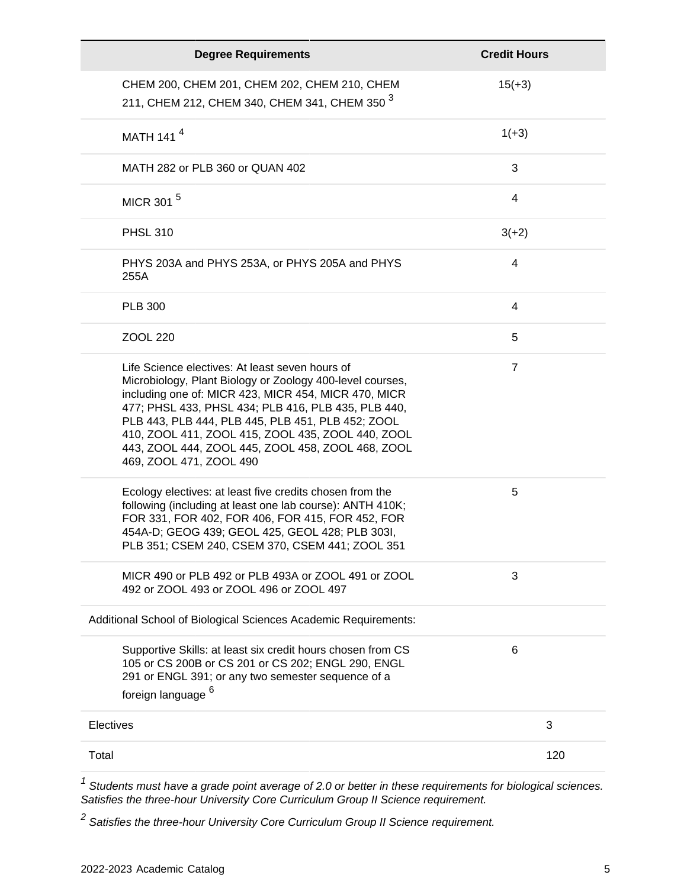| Degree Requirements | Credit Hours |
| --- | --- |
| CHEM 200, CHEM 201, CHEM 202, CHEM 210, CHEM 211, CHEM 212, CHEM 340, CHEM 341, CHEM 350 [3] | 15(+3) |
| MATH 141 [4] | 1(+3) |
| MATH 282 or PLB 360 or QUAN 402 | 3 |
| MICR 301 [5] | 4 |
| PHSL 310 | 3(+2) |
| PHYS 203A and PHYS 253A, or PHYS 205A and PHYS 255A | 4 |
| PLB 300 | 4 |
| ZOOL 220 | 5 |
| Life Science electives: At least seven hours of Microbiology, Plant Biology or Zoology 400-level courses, including one of: MICR 423, MICR 454, MICR 470, MICR 477; PHSL 433, PHSL 434; PLB 416, PLB 435, PLB 440, PLB 443, PLB 444, PLB 445, PLB 451, PLB 452; ZOOL 410, ZOOL 411, ZOOL 415, ZOOL 435, ZOOL 440, ZOOL 443, ZOOL 444, ZOOL 445, ZOOL 458, ZOOL 468, ZOOL 469, ZOOL 471, ZOOL 490 | 7 |
| Ecology electives: at least five credits chosen from the following (including at least one lab course): ANTH 410K; FOR 331, FOR 402, FOR 406, FOR 415, FOR 452, FOR 454A-D; GEOG 439; GEOL 425, GEOL 428; PLB 303I, PLB 351; CSEM 240, CSEM 370, CSEM 441; ZOOL 351 | 5 |
| MICR 490 or PLB 492 or PLB 493A or ZOOL 491 or ZOOL 492 or ZOOL 493 or ZOOL 496 or ZOOL 497 | 3 |
| Additional School of Biological Sciences Academic Requirements: | |
| Supportive Skills: at least six credit hours chosen from CS 105 or CS 200B or CS 201 or CS 202; ENGL 290, ENGL 291 or ENGL 391; or any two semester sequence of a foreign language [6] | 6 |
| Electives | 3 |
| Total | 120 |

[1] *Students must have a grade point average of 2.0 or better in these requirements for biological sciences. Satisfies the three-hour University Core Curriculum Group II Science requirement.*

[2] *Satisfies the three-hour University Core Curriculum Group II Science requirement.*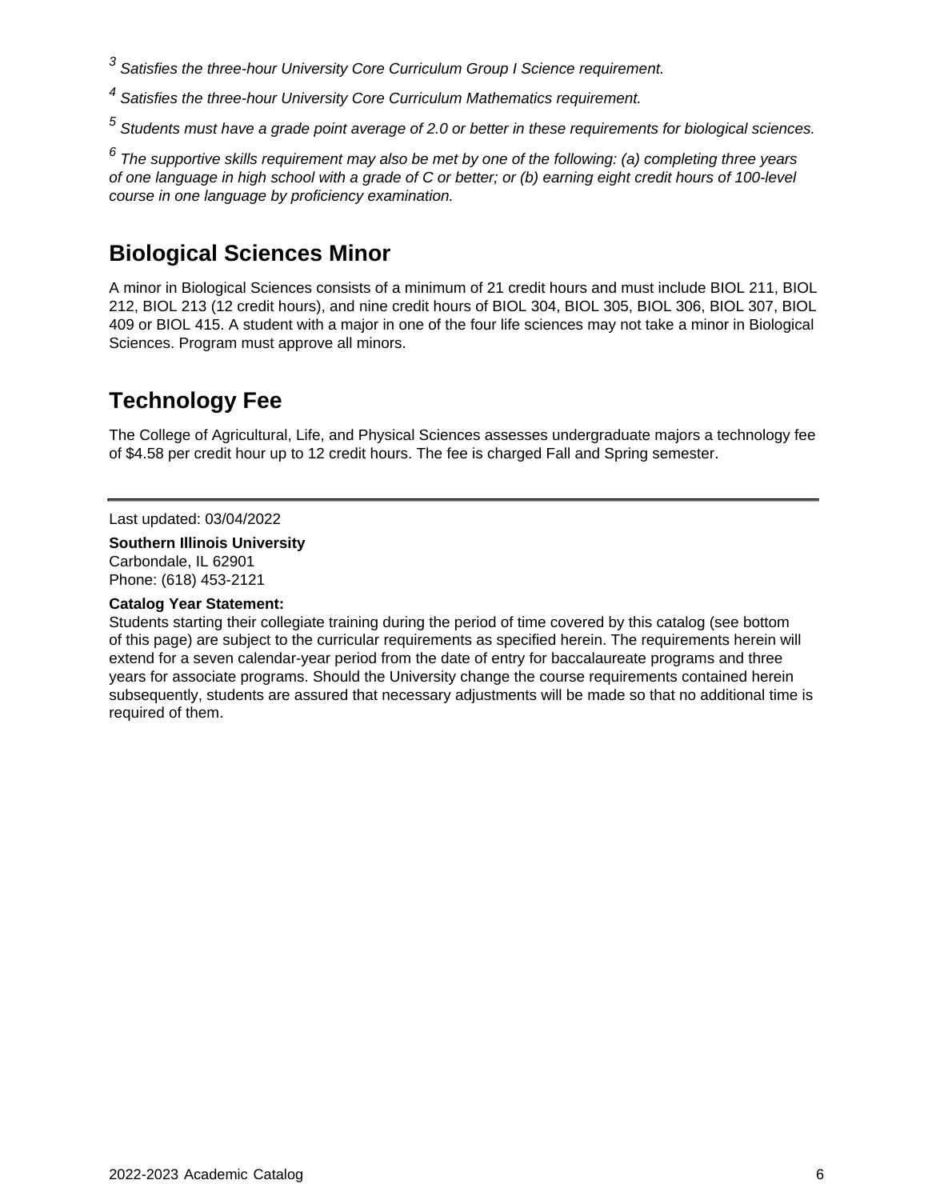[3] *Satisfies the three-hour University Core Curriculum Group I Science requirement.*

[4] *Satisfies the three-hour University Core Curriculum Mathematics requirement.*

[5] *Students must have a grade point average of 2.0 or better in these requirements for biological sciences.*

[6] *The supportive skills requirement may also be met by one of the following: (a) completing three years of one language in high school with a grade of C or better; or (b) earning eight credit hours of 100-level course in one language by proficiency examination.*

## Biological Sciences Minor

A minor in Biological Sciences consists of a minimum of 21 credit hours and must include BIOL 211, BIOL 212, BIOL 213 (12 credit hours), and nine credit hours of BIOL 304, BIOL 305, BIOL 306, BIOL 307, BIOL 409 or BIOL 415. A student with a major in one of the four life sciences may not take a minor in Biological Sciences. Program must approve all minors.

## Technology Fee

The College of Agricultural, Life, and Physical Sciences assesses undergraduate majors a technology fee of $4.58 per credit hour up to 12 credit hours. The fee is charged Fall and Spring semester.

---

Last updated: 03/04/2022

**Southern Illinois University**
Carbondale, IL 62901
Phone: (618) 453-2121

**Catalog Year Statement:**
Students starting their collegiate training during the period of time covered by this catalog (see bottom of this page) are subject to the curricular requirements as specified herein. The requirements herein will extend for a seven calendar-year period from the date of entry for baccalaureate programs and three years for associate programs. Should the University change the course requirements contained herein subsequently, students are assured that necessary adjustments will be made so that no additional time is required of them.

2022-2023 Academic Catalog